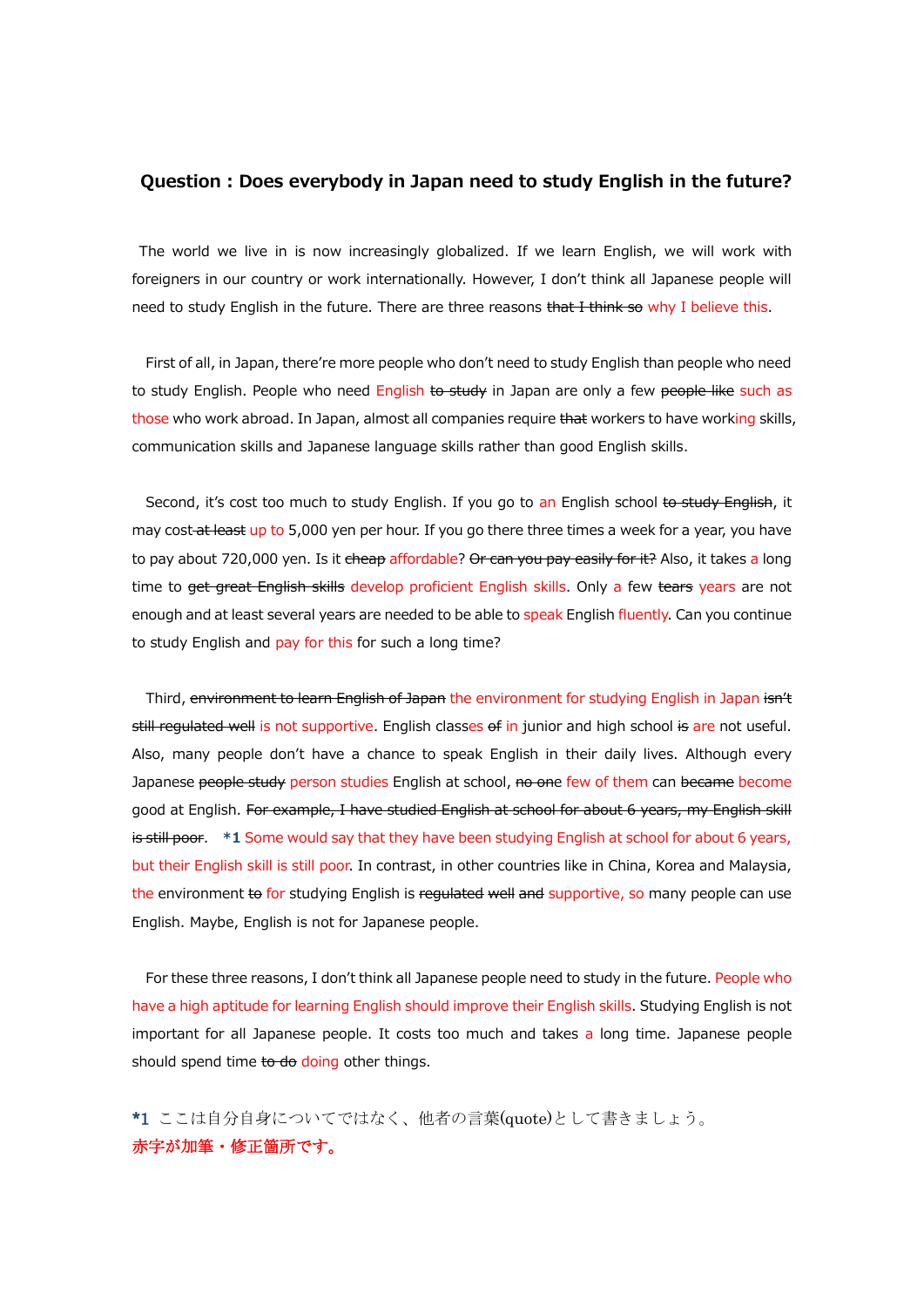**Question : Does everybody in Japan need to study English in the future?**

The world we live in is now increasingly globalized. If we learn English, we will work with foreigners in our country or work internationally. However, I don't think all Japanese people will need to study English in the future. There are three reasons ~~that I think so~~ why I believe this.

First of all, in Japan, there're more people who don't need to study English than people who need to study English. People who need English ~~to study~~ in Japan are only a few ~~people like~~ such as those who work abroad. In Japan, almost all companies require ~~that~~ workers to have working skills, communication skills and Japanese language skills rather than good English skills.

Second, it's cost too much to study English. If you go to an English school ~~to study English~~, it may cost ~~at least~~ up to 5,000 yen per hour. If you go there three times a week for a year, you have to pay about 720,000 yen. Is it ~~cheap~~ affordable? ~~Or can you pay easily for it?~~ Also, it takes a long time to ~~get great English skills~~ develop proficient English skills. Only a few ~~tears~~ years are not enough and at least several years are needed to be able to speak English fluently. Can you continue to study English and pay for this for such a long time?

Third, ~~environment to learn English of Japan~~ the environment for studying English in Japan ~~isn't still regulated well~~ is not supportive. English classes ~~of~~ in junior and high school ~~is~~ are not useful. Also, many people don't have a chance to speak English in their daily lives. Although every Japanese ~~people study~~ person studies English at school, ~~no one~~ few of them can ~~became~~ become good at English. ~~For example, I have studied English at school for about 6 years, my English skill is still poor.~~ **\*1** Some would say that they have been studying English at school for about 6 years, but their English skill is still poor. In contrast, in other countries like in China, Korea and Malaysia, the environment ~~to~~ for studying English is ~~regulated well and~~ supportive, so many people can use English. Maybe, English is not for Japanese people.

For these three reasons, I don't think all Japanese people need to study in the future. People who have a high aptitude for learning English should improve their English skills. Studying English is not important for all Japanese people. It costs too much and takes a long time. Japanese people should spend time ~~to do~~ doing other things.

**\*1** ここは自分自身についてではなく、他者の言葉(quote)として書きましょう。
赤字が加筆・修正箇所です。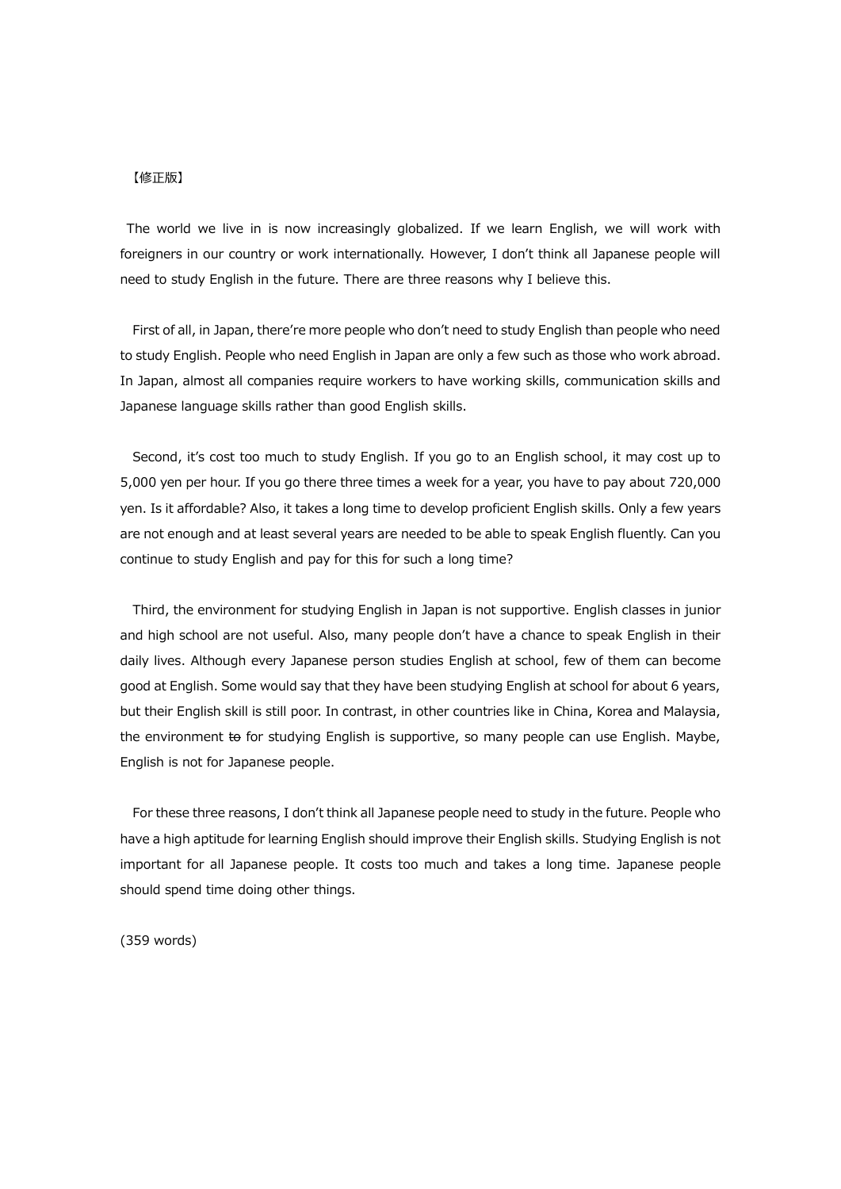【修正版】

The world we live in is now increasingly globalized. If we learn English, we will work with foreigners in our country or work internationally. However, I don't think all Japanese people will need to study English in the future. There are three reasons why I believe this.

First of all, in Japan, there're more people who don't need to study English than people who need to study English. People who need English in Japan are only a few such as those who work abroad. In Japan, almost all companies require workers to have working skills, communication skills and Japanese language skills rather than good English skills.

Second, it's cost too much to study English. If you go to an English school, it may cost up to 5,000 yen per hour. If you go there three times a week for a year, you have to pay about 720,000 yen. Is it affordable? Also, it takes a long time to develop proficient English skills. Only a few years are not enough and at least several years are needed to be able to speak English fluently. Can you continue to study English and pay for this for such a long time?

Third, the environment for studying English in Japan is not supportive. English classes in junior and high school are not useful. Also, many people don't have a chance to speak English in their daily lives. Although every Japanese person studies English at school, few of them can become good at English. Some would say that they have been studying English at school for about 6 years, but their English skill is still poor. In contrast, in other countries like in China, Korea and Malaysia, the environment ~~to~~ for studying English is supportive, so many people can use English. Maybe, English is not for Japanese people.

For these three reasons, I don't think all Japanese people need to study in the future. People who have a high aptitude for learning English should improve their English skills. Studying English is not important for all Japanese people. It costs too much and takes a long time. Japanese people should spend time doing other things.

(359 words)